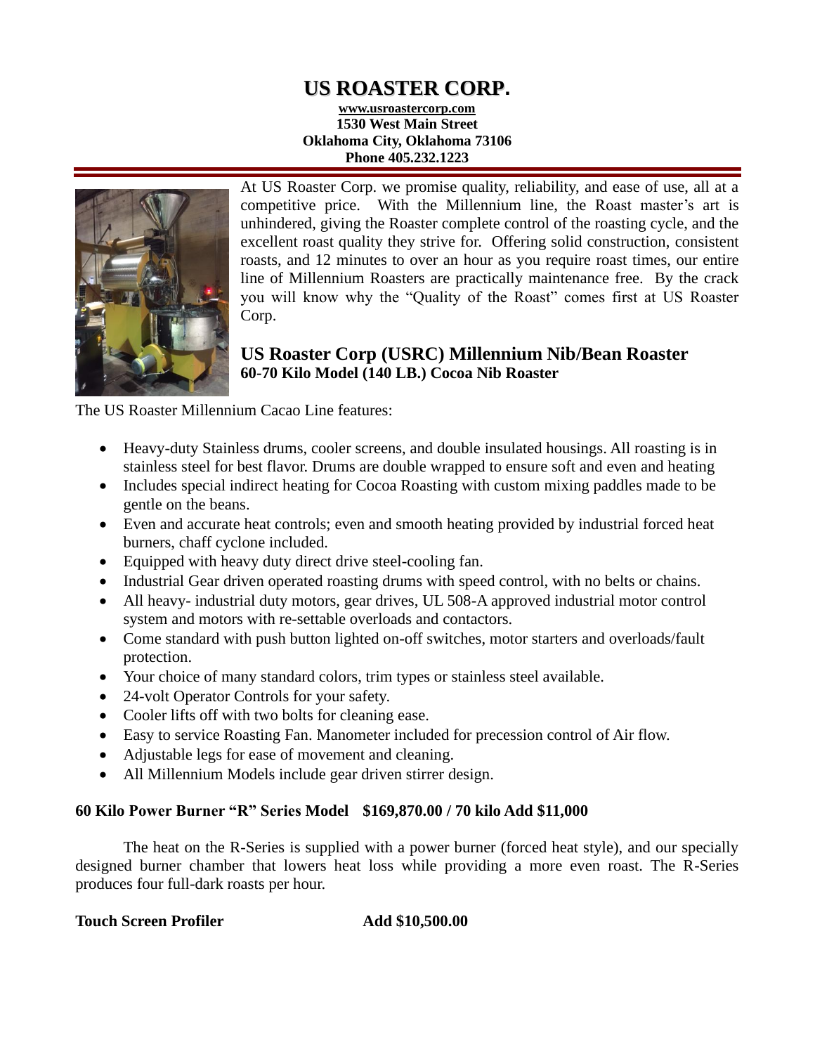# US ROASTER CORP.

**www.usroastercorp.com**
**1530 West Main Street**
**Oklahoma City, Oklahoma 73106**
**Phone 405.232.1223**

At US Roaster Corp. we promise quality, reliability, and ease of use, all at a competitive price. With the Millennium line, the Roast master's art is unhindered, giving the Roaster complete control of the roasting cycle, and the excellent roast quality they strive for. Offering solid construction, consistent roasts, and 12 minutes to over an hour as you require roast times, our entire line of Millennium Roasters are practically maintenance free. By the crack you will know why the "Quality of the Roast" comes first at US Roaster Corp.

## US Roaster Corp (USRC) Millennium Nib/Bean Roaster

**60-70 Kilo Model (140 LB.) Cocoa Nib Roaster**

The US Roaster Millennium Cacao Line features:

- Heavy-duty Stainless drums, cooler screens, and double insulated housings. All roasting is in stainless steel for best flavor. Drums are double wrapped to ensure soft and even and heating
- Includes special indirect heating for Cocoa Roasting with custom mixing paddles made to be gentle on the beans.
- Even and accurate heat controls; even and smooth heating provided by industrial forced heat burners, chaff cyclone included.
- Equipped with heavy duty direct drive steel-cooling fan.
- Industrial Gear driven operated roasting drums with speed control, with no belts or chains.
- All heavy- industrial duty motors, gear drives, UL 508-A approved industrial motor control system and motors with re-settable overloads and contactors.
- Come standard with push button lighted on-off switches, motor starters and overloads/fault protection.
- Your choice of many standard colors, trim types or stainless steel available.
- 24-volt Operator Controls for your safety.
- Cooler lifts off with two bolts for cleaning ease.
- Easy to service Roasting Fan. Manometer included for precession control of Air flow.
- Adjustable legs for ease of movement and cleaning.
- All Millennium Models include gear driven stirrer design.

**60 Kilo Power Burner "R" Series Model $169,870.00 / 70 kilo Add $11,000**

The heat on the R-Series is supplied with a power burner (forced heat style), and our specially designed burner chamber that lowers heat loss while providing a more even roast. The R-Series produces four full-dark roasts per hour.

**Touch Screen Profiler Add $10,500.00**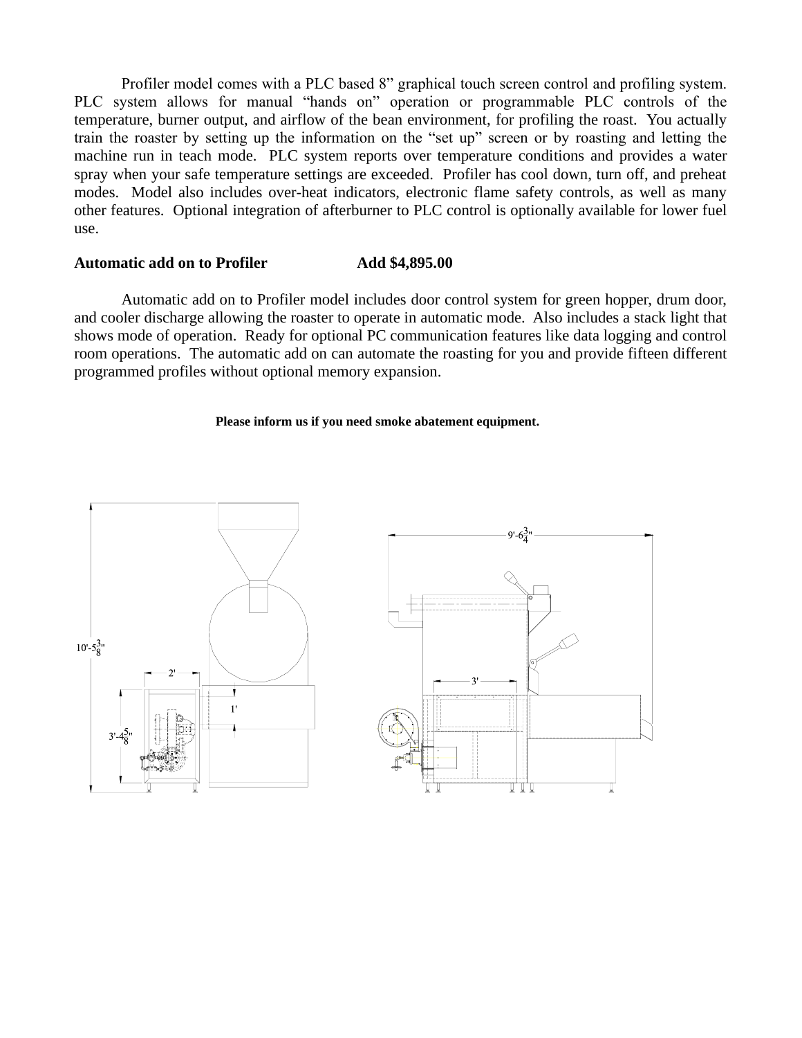Profiler model comes with a PLC based 8" graphical touch screen control and profiling system. PLC system allows for manual "hands on" operation or programmable PLC controls of the temperature, burner output, and airflow of the bean environment, for profiling the roast. You actually train the roaster by setting up the information on the "set up" screen or by roasting and letting the machine run in teach mode. PLC system reports over temperature conditions and provides a water spray when your safe temperature settings are exceeded. Profiler has cool down, turn off, and preheat modes. Model also includes over-heat indicators, electronic flame safety controls, as well as many other features. Optional integration of afterburner to PLC control is optionally available for lower fuel use.

**Automatic add on to Profiler Add $4,895.00**

Automatic add on to Profiler model includes door control system for green hopper, drum door, and cooler discharge allowing the roaster to operate in automatic mode. Also includes a stack light that shows mode of operation. Ready for optional PC communication features like data logging and control room operations. The automatic add on can automate the roasting for you and provide fifteen different programmed profiles without optional memory expansion.

**Please inform us if you need smoke abatement equipment.**

10'-5 3/8"

2'

1'

3'-4 5/8"

9'-6 3/4"

3'